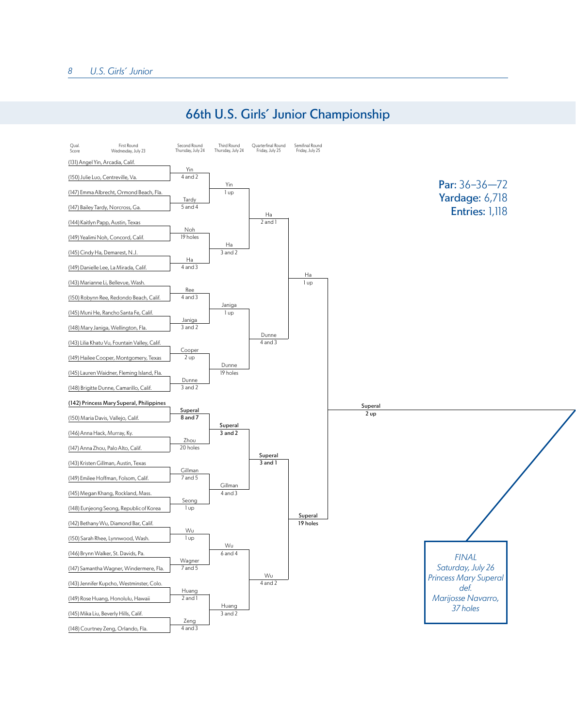# 66th U.S. Girls´ Junior Championship

**Par:** 36–36—72
**Yardage:** 6,718
**Entries:** 1,118

| Qual. Score | First Round Wednesday, July 23 | Second Round Thursday, July 24 | Third Round Thursday, July 24 | Quarterfinal Round Friday, July 25 | Semifinal Round Friday, July 25 | |
|---|---|---|---|---|---|---|
| (131) | Angel Yin, Arcadia, Calif. | Yin 4 and 2 | Yin 1 up | Ha 2 and 1 | Ha 1 up | Superal 2 up |
| (150) | Julie Luo, Centreville, Va. | | | | | |
| (147) | Emma Albrecht, Ormond Beach, Fla. | Tardy 5 and 4 | | | | |
| (147) | Bailey Tardy, Norcross, Ga. | | | | | |
| (144) | Kaitlyn Papp, Austin, Texas | Noh 19 holes | Ha 3 and 2 | | | |
| (149) | Yealimi Noh, Concord, Calif. | | | | | |
| (145) | Cindy Ha, Demarest, N.J. | Ha 4 and 3 | | | | |
| (149) | Danielle Lee, La Mirada, Calif. | | | | | |
| (143) | Marianne Li, Bellevue, Wash. | Ree 4 and 3 | Janiga 1 up | Dunne 4 and 3 | | |
| (150) | Robynn Ree, Redondo Beach, Calif. | | | | | |
| (145) | Muni He, Rancho Santa Fe, Calif. | Janiga 3 and 2 | | | | |
| (148) | Mary Janiga, Wellington, Fla. | | | | | |
| (143) | Lilia Khatu Vu, Fountain Valley, Calif. | Cooper 2 up | Dunne 19 holes | | | |
| (149) | Hailee Cooper, Montgomery, Texas | | | | | |
| (145) | Lauren Waidner, Fleming Island, Fla. | Dunne 3 and 2 | | | | |
| (148) | Brigitte Dunne, Camarillo, Calif. | | | | | |
| (142) | Princess Mary Superal, Philippines | Superal 8 and 7 | Superal 3 and 2 | Superal 3 and 1 | Superal 19 holes | |
| (150) | Maria Davis, Vallejo, Calif. | | | | | |
| (146) | Anna Hack, Murray, Ky. | Zhou 20 holes | | | | |
| (147) | Anna Zhou, Palo Alto, Calif. | | | | | |
| (143) | Kristen Gillman, Austin, Texas | Gillman 7 and 5 | Gillman 4 and 3 | | | |
| (149) | Emilee Hoffman, Folsom, Calif. | | | | | |
| (145) | Megan Khang, Rockland, Mass. | Seong 1 up | | | | |
| (148) | Eunjeong Seong, Republic of Korea | | | | | |
| (142) | Bethany Wu, Diamond Bar, Calif. | Wu 1 up | Wu 6 and 4 | Wu 4 and 2 | | |
| (150) | Sarah Rhee, Lynnwood, Wash. | | | | | |
| (146) | Brynn Walker, St. Davids, Pa. | Wagner 7 and 5 | | | | |
| (147) | Samantha Wagner, Windermere, Fla. | | | | | |
| (143) | Jennifer Kupcho, Westminster, Colo. | Huang 2 and 1 | Huang 3 and 2 | | | |
| (149) | Rose Huang, Honolulu, Hawaii | | | | | |
| (145) | Mika Liu, Beverly Hills, Calif. | Zeng 4 and 3 | | | | |
| (148) | Courtney Zeng, Orlando, Fla. | | | | | |

*FINAL*
*Saturday, July 26*
*Princess Mary Superal*
*def.*
*Marijosse Navarro,*
*37 holes*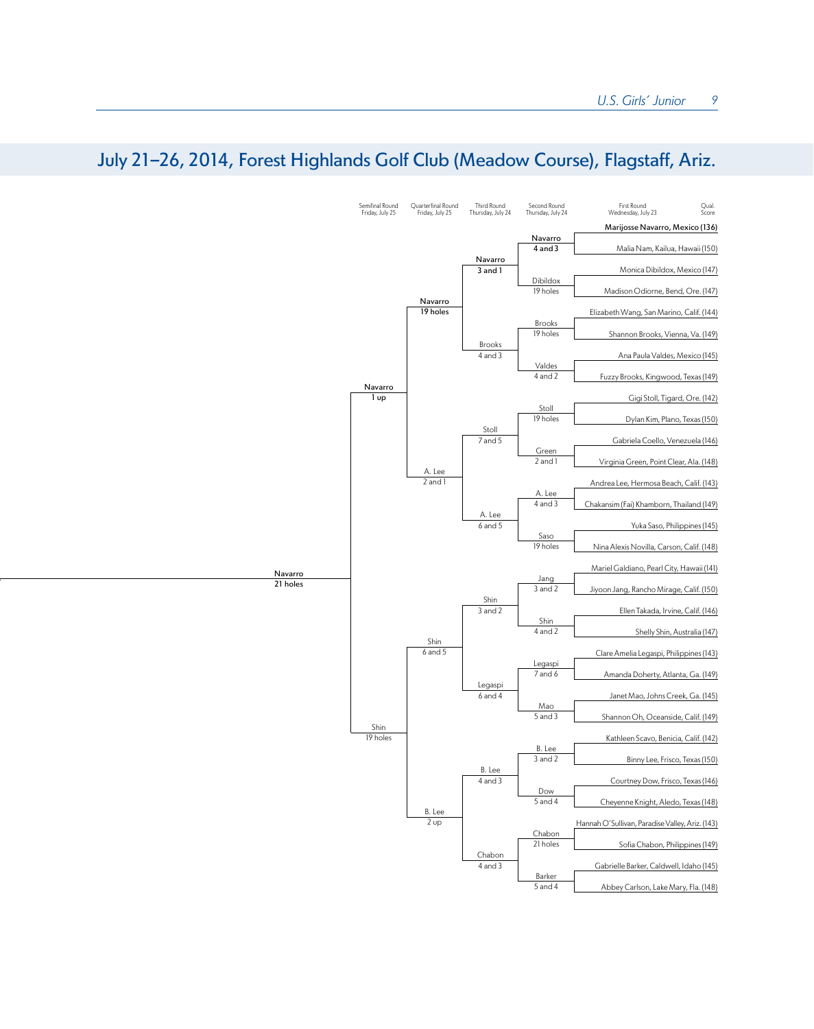## July 21–26, 2014, Forest Highlands Golf Club (Meadow Course), Flagstaff, Ariz.

| Semifinal Round Friday, July 25 | Quarterfinal Round Friday, July 25 | Third Round Thursday, July 24 | Second Round Thursday, July 24 | First Round Wednesday, July 23 | Qual. Score |
|---|---|---|---|---|---|
| | | | | **Marijosse Navarro, Mexico** | **(136)** |
| | | | **Navarro 4 and 3** | Malia Nam, Kailua, Hawaii | (150) |
| | | **Navarro 3 and 1** | | Monica Dibildox, Mexico | (147) |
| | | | Dibildox 19 holes | Madison Odiorne, Bend, Ore. | (147) |
| | **Navarro 19 holes** | | | Elizabeth Wang, San Marino, Calif. | (144) |
| | | | Brooks 19 holes | Shannon Brooks, Vienna, Va. | (149) |
| | | Brooks 4 and 3 | | Ana Paula Valdes, Mexico | (145) |
| | | | Valdes 4 and 2 | Fuzzy Brooks, Kingwood, Texas | (149) |
| **Navarro 1 up** | | | | Gigi Stoll, Tigard, Ore. | (142) |
| | | | Stoll 19 holes | Dylan Kim, Plano, Texas | (150) |
| | | Stoll 7 and 5 | | Gabriela Coello, Venezuela | (146) |
| | | | Green 2 and 1 | Virginia Green, Point Clear, Ala. | (148) |
| | A. Lee 2 and 1 | | | Andrea Lee, Hermosa Beach, Calif. | (143) |
| | | | A. Lee 4 and 3 | Chakansim (Fai) Khamborn, Thailand | (149) |
| | | A. Lee 6 and 5 | | Yuka Saso, Philippines | (145) |
| | | | Saso 19 holes | Nina Alexis Novilla, Carson, Calif. | (148) |
| | | | | Mariel Galdiano, Pearl City, Hawaii | (141) |
| | | | Jang 3 and 2 | Jiyoon Jang, Rancho Mirage, Calif. | (150) |
| | | Shin 3 and 2 | | Ellen Takada, Irvine, Calif. | (146) |
| | | | Shin 4 and 2 | Shelly Shin, Australia | (147) |
| | Shin 6 and 5 | | | Clare Amelia Legaspi, Philippines | (143) |
| | | | Legaspi 7 and 6 | Amanda Doherty, Atlanta, Ga. | (149) |
| | | Legaspi 6 and 4 | | Janet Mao, Johns Creek, Ga. | (145) |
| | | | Mao 5 and 3 | Shannon Oh, Oceanside, Calif. | (149) |
| Shin 19 holes | | | | Kathleen Scavo, Benicia, Calif. | (142) |
| | | | B. Lee 3 and 2 | Binny Lee, Frisco, Texas | (150) |
| | | B. Lee 4 and 3 | | Courtney Dow, Frisco, Texas | (146) |
| | | | Dow 5 and 4 | Cheyenne Knight, Aledo, Texas | (148) |
| | B. Lee 2 up | | | Hannah O'Sullivan, Paradise Valley, Ariz. | (143) |
| | | | Chabon 21 holes | Sofia Chabon, Philippines | (149) |
| | | Chabon 4 and 3 | | Gabrielle Barker, Caldwell, Idaho | (145) |
| | | | Barker 5 and 4 | Abbey Carlson, Lake Mary, Fla. | (148) |

Final: Navarro 21 holes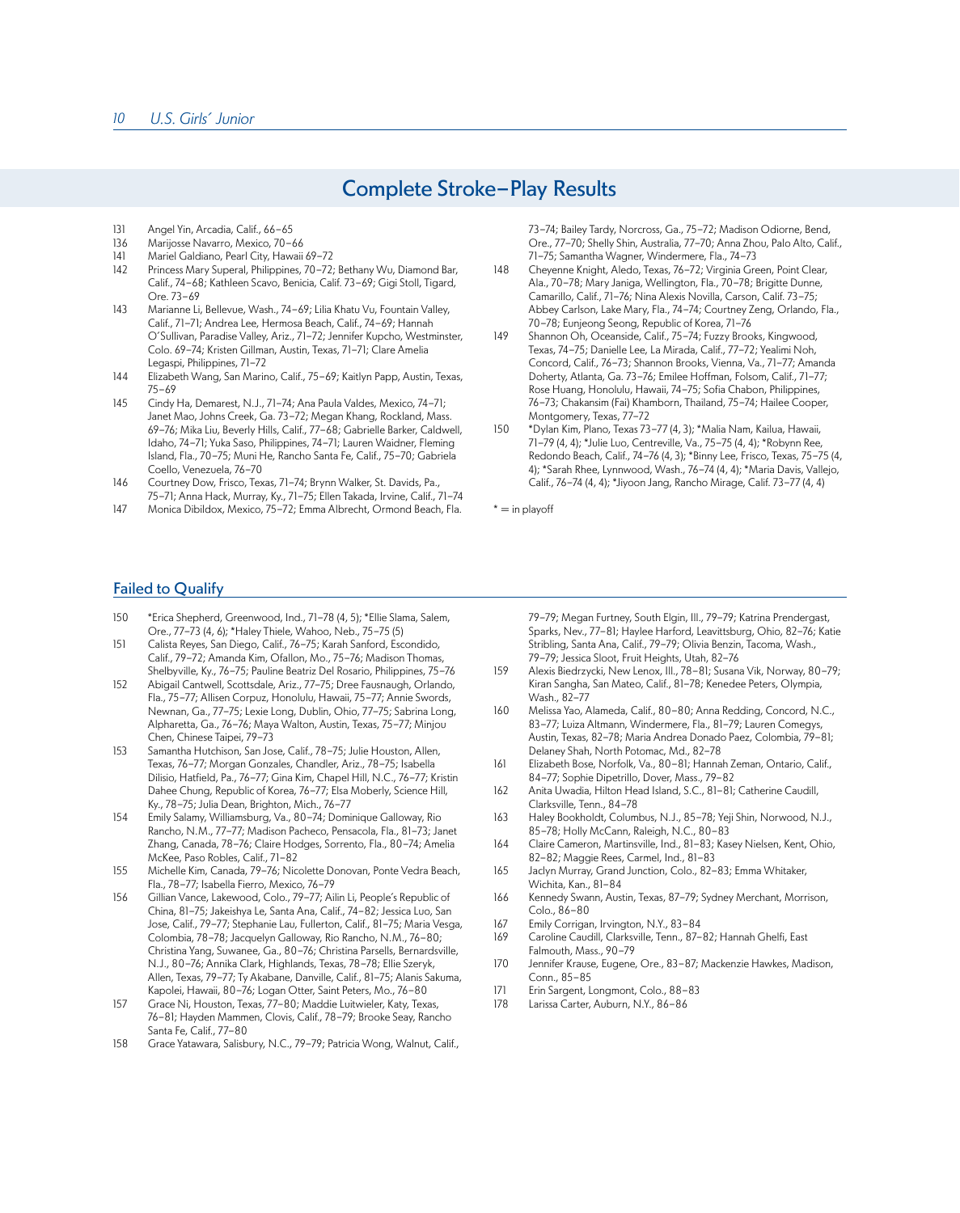## Complete Stroke–Play Results

131 Angel Yin, Arcadia, Calif., 66–65

136 Marijosse Navarro, Mexico, 70–66

141 Mariel Galdiano, Pearl City, Hawaii 69–72

142 Princess Mary Superal, Philippines, 70–72; Bethany Wu, Diamond Bar, Calif., 74–68; Kathleen Scavo, Benicia, Calif. 73–69; Gigi Stoll, Tigard, Ore. 73–69

143 Marianne Li, Bellevue, Wash., 74–69; Lilia Khatu Vu, Fountain Valley, Calif., 71–71; Andrea Lee, Hermosa Beach, Calif., 74–69; Hannah O'Sullivan, Paradise Valley, Ariz., 71–72; Jennifer Kupcho, Westminster, Colo. 69–74; Kristen Gillman, Austin, Texas, 71–71; Clare Amelia Legaspi, Philippines, 71–72

144 Elizabeth Wang, San Marino, Calif., 75–69; Kaitlyn Papp, Austin, Texas, 75–69

145 Cindy Ha, Demarest, N.J., 71–74; Ana Paula Valdes, Mexico, 74–71; Janet Mao, Johns Creek, Ga. 73–72; Megan Khang, Rockland, Mass. 69–76; Mika Liu, Beverly Hills, Calif., 77–68; Gabrielle Barker, Caldwell, Idaho, 74–71; Yuka Saso, Philippines, 74–71; Lauren Waidner, Fleming Island, Fla., 70–75; Muni He, Rancho Santa Fe, Calif., 75–70; Gabriela Coello, Venezuela, 76–70

146 Courtney Dow, Frisco, Texas, 71–74; Brynn Walker, St. Davids, Pa., 75–71; Anna Hack, Murray, Ky., 71–75; Ellen Takada, Irvine, Calif., 71–74

147 Monica Dibildox, Mexico, 75–72; Emma Albrecht, Ormond Beach, Fla. 73–74; Bailey Tardy, Norcross, Ga., 75–72; Madison Odiorne, Bend, Ore., 77–70; Shelly Shin, Australia, 77–70; Anna Zhou, Palo Alto, Calif., 71–75; Samantha Wagner, Windermere, Fla., 74–73

148 Cheyenne Knight, Aledo, Texas, 76–72; Virginia Green, Point Clear, Ala., 70–78; Mary Janiga, Wellington, Fla., 70–78; Brigitte Dunne, Camarillo, Calif., 71–76; Nina Alexis Novilla, Carson, Calif. 73–75; Abbey Carlson, Lake Mary, Fla., 74–74; Courtney Zeng, Orlando, Fla., 70–78; Eunjeong Seong, Republic of Korea, 71–76

149 Shannon Oh, Oceanside, Calif., 75–74; Fuzzy Brooks, Kingwood, Texas, 74–75; Danielle Lee, La Mirada, Calif., 77–72; Yealimi Noh, Concord, Calif., 76–73; Shannon Brooks, Vienna, Va., 71–77; Amanda Doherty, Atlanta, Ga. 73–76; Emilee Hoffman, Folsom, Calif., 71–77; Rose Huang, Honolulu, Hawaii, 74–75; Sofia Chabon, Philippines, 76–73; Chakansim (Fai) Khamborn, Thailand, 75–74; Hailee Cooper, Montgomery, Texas, 77–72

150 *Dylan Kim, Plano, Texas 73–77 (4, 3); *Malia Nam, Kailua, Hawaii, 71–79 (4, 4); *Julie Luo, Centreville, Va., 75–75 (4, 4); *Robynn Ree, Redondo Beach, Calif., 74–76 (4, 3); *Binny Lee, Frisco, Texas, 75–75 (4, 4); *Sarah Rhee, Lynnwood, Wash., 76–74 (4, 4); *Maria Davis, Vallejo, Calif., 76–74 (4, 4); *Jiyoon Jang, Rancho Mirage, Calif. 73–77 (4, 4)

* = in playoff

## Failed to Qualify

150 *Erica Shepherd, Greenwood, Ind., 71–78 (4, 5); *Ellie Slama, Salem, Ore., 77–73 (4, 6); *Haley Thiele, Wahoo, Neb., 75–75 (5)

151 Calista Reyes, San Diego, Calif., 76–75; Karah Sanford, Escondido, Calif., 79–72; Amanda Kim, Ofallon, Mo., 75–76; Madison Thomas, Shelbyville, Ky., 76–75; Pauline Beatriz Del Rosario, Philippines, 75–76

152 Abigail Cantwell, Scottsdale, Ariz., 77–75; Dree Fausnaugh, Orlando, Fla., 75–77; Allisen Corpuz, Honolulu, Hawaii, 75–77; Annie Swords, Newnan, Ga., 77–75; Lexie Long, Dublin, Ohio, 77–75; Sabrina Long, Alpharetta, Ga., 76–76; Maya Walton, Austin, Texas, 75–77; Minjou Chen, Chinese Taipei, 79–73

153 Samantha Hutchison, San Jose, Calif., 78–75; Julie Houston, Allen, Texas, 76–77; Morgan Gonzales, Chandler, Ariz., 78–75; Isabella Dilisio, Hatfield, Pa., 76–77; Gina Kim, Chapel Hill, N.C., 76–77; Kristin Dahee Chung, Republic of Korea, 76–77; Elsa Moberly, Science Hill, Ky., 78–75; Julia Dean, Brighton, Mich., 76–77

154 Emily Salamy, Williamsburg, Va., 80–74; Dominique Galloway, Rio Rancho, N.M., 77–77; Madison Pacheco, Pensacola, Fla., 81–73; Janet Zhang, Canada, 78–76; Claire Hodges, Sorrento, Fla., 80–74; Amelia McKee, Paso Robles, Calif., 71–82

155 Michelle Kim, Canada, 79–76; Nicolette Donovan, Ponte Vedra Beach, Fla., 78–77; Isabella Fierro, Mexico, 76–79

156 Gillian Vance, Lakewood, Colo., 79–77; Ailin Li, People's Republic of China, 81–75; Jakeishya Le, Santa Ana, Calif., 74–82; Jessica Luo, San Jose, Calif., 79–77; Stephanie Lau, Fullerton, Calif., 81–75; Maria Vesga, Colombia, 78–78; Jacquelyn Galloway, Rio Rancho, N.M., 76–80; Christina Yang, Suwanee, Ga., 80–76; Christina Parsells, Bernardsville, N.J., 80–76; Annika Clark, Highlands, Texas, 78–78; Ellie Szeryk, Allen, Texas, 79–77; Ty Akabane, Danville, Calif., 81–75; Alanis Sakuma, Kapolei, Hawaii, 80–76; Logan Otter, Saint Peters, Mo., 76–80

157 Grace Ni, Houston, Texas, 77–80; Maddie Luitwieler, Katy, Texas, 76–81; Hayden Mammen, Clovis, Calif., 78–79; Brooke Seay, Rancho Santa Fe, Calif., 77–80

158 Grace Yatawara, Salisbury, N.C., 79–79; Patricia Wong, Walnut, Calif., 79–79; Megan Furtney, South Elgin, Ill., 79–79; Katrina Prendergast, Sparks, Nev., 77–81; Haylee Harford, Leavittsburg, Ohio, 82–76; Katie Stribling, Santa Ana, Calif., 79–79; Olivia Benzin, Tacoma, Wash., 79–79; Jessica Sloot, Fruit Heights, Utah, 82–76

159 Alexis Biedrzycki, New Lenox, Ill., 78–81; Susana Vik, Norway, 80–79; Kiran Sangha, San Mateo, Calif., 81–78; Kenedee Peters, Olympia, Wash., 82–77

160 Melissa Yao, Alameda, Calif., 80–80; Anna Redding, Concord, N.C., 83–77; Luiza Altmann, Windermere, Fla., 81–79; Lauren Comegys, Austin, Texas, 82–78; Maria Andrea Donado Paez, Colombia, 79–81; Delaney Shah, North Potomac, Md., 82–78

161 Elizabeth Bose, Norfolk, Va., 80–81; Hannah Zeman, Ontario, Calif., 84–77; Sophie Dipetrillo, Dover, Mass., 79–82

162 Anita Uwadia, Hilton Head Island, S.C., 81–81; Catherine Caudill, Clarksville, Tenn., 84–78

163 Haley Bookholdt, Columbus, N.J., 85–78; Yeji Shin, Norwood, N.J., 85–78; Holly McCann, Raleigh, N.C., 80–83

164 Claire Cameron, Martinsville, Ind., 81–83; Kasey Nielsen, Kent, Ohio, 82–82; Maggie Rees, Carmel, Ind., 81–83

165 Jaclyn Murray, Grand Junction, Colo., 82–83; Emma Whitaker, Wichita, Kan., 81–84

166 Kennedy Swann, Austin, Texas, 87–79; Sydney Merchant, Morrison, Colo., 86–80

167 Emily Corrigan, Irvington, N.Y., 83–84

169 Caroline Caudill, Clarksville, Tenn., 87–82; Hannah Ghelfi, East Falmouth, Mass., 90–79

170 Jennifer Krause, Eugene, Ore., 83–87; Mackenzie Hawkes, Madison, Conn., 85–85

171 Erin Sargent, Longmont, Colo., 88–83

178 Larissa Carter, Auburn, N.Y., 86–86